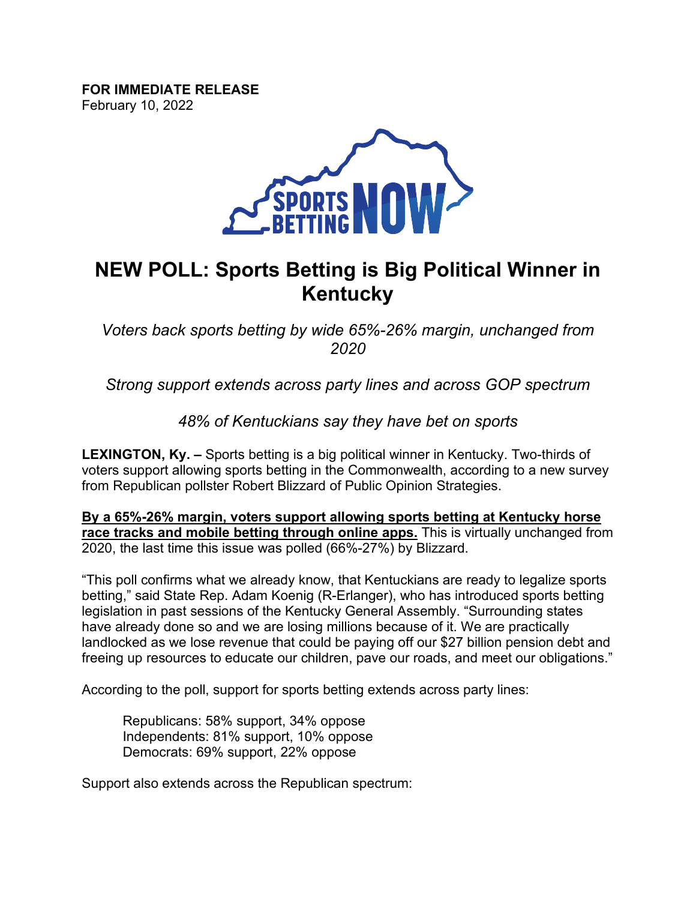**FOR IMMEDIATE RELEASE**
February 10, 2022

# NEW POLL: Sports Betting is Big Political Winner in Kentucky

*Voters back sports betting by wide 65%-26% margin, unchanged from 2020*

*Strong support extends across party lines and across GOP spectrum*

*48% of Kentuckians say they have bet on sports*

**LEXINGTON, Ky. –** Sports betting is a big political winner in Kentucky. Two-thirds of voters support allowing sports betting in the Commonwealth, according to a new survey from Republican pollster Robert Blizzard of Public Opinion Strategies.

**By a 65%-26% margin, voters support allowing sports betting at Kentucky horse race tracks and mobile betting through online apps.** This is virtually unchanged from 2020, the last time this issue was polled (66%-27%) by Blizzard.

"This poll confirms what we already know, that Kentuckians are ready to legalize sports betting," said State Rep. Adam Koenig (R-Erlanger), who has introduced sports betting legislation in past sessions of the Kentucky General Assembly. "Surrounding states have already done so and we are losing millions because of it. We are practically landlocked as we lose revenue that could be paying off our $27 billion pension debt and freeing up resources to educate our children, pave our roads, and meet our obligations."

According to the poll, support for sports betting extends across party lines:

Republicans: 58% support, 34% oppose
Independents: 81% support, 10% oppose
Democrats: 69% support, 22% oppose

Support also extends across the Republican spectrum: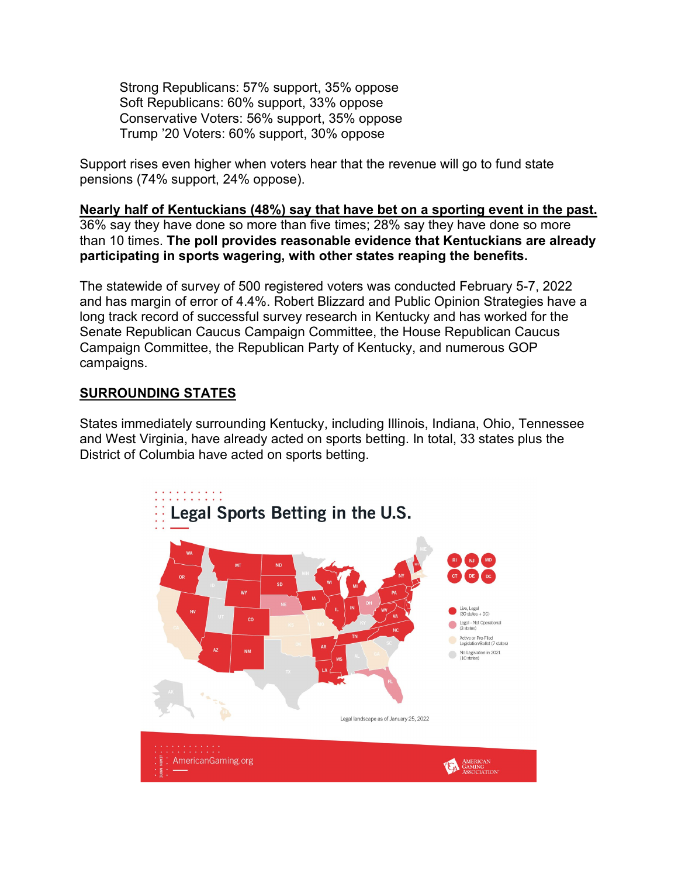Strong Republicans: 57% support, 35% oppose
Soft Republicans: 60% support, 33% oppose
Conservative Voters: 56% support, 35% oppose
Trump '20 Voters: 60% support, 30% oppose

Support rises even higher when voters hear that the revenue will go to fund state pensions (74% support, 24% oppose).

**Nearly half of Kentuckians (48%) say that have bet on a sporting event in the past.** 36% say they have done so more than five times; 28% say they have done so more than 10 times. **The poll provides reasonable evidence that Kentuckians are already participating in sports wagering, with other states reaping the benefits.**

The statewide of survey of 500 registered voters was conducted February 5-7, 2022 and has margin of error of 4.4%. Robert Blizzard and Public Opinion Strategies have a long track record of successful survey research in Kentucky and has worked for the Senate Republican Caucus Campaign Committee, the House Republican Caucus Campaign Committee, the Republican Party of Kentucky, and numerous GOP campaigns.

## SURROUNDING STATES

States immediately surrounding Kentucky, including Illinois, Indiana, Ohio, Tennessee and West Virginia, have already acted on sports betting. In total, 33 states plus the District of Columbia have acted on sports betting.

**Legal Sports Betting in the U.S.**

- Live, Legal (30 states + DC)
- Legal - Not Operational (3 states)
- Active or Pre-Filed Legislation/Ballot (7 states)
- No Legislation in 2021 (10 states)

Legal landscape as of January 25, 2022

AmericanGaming.org — American Gaming Association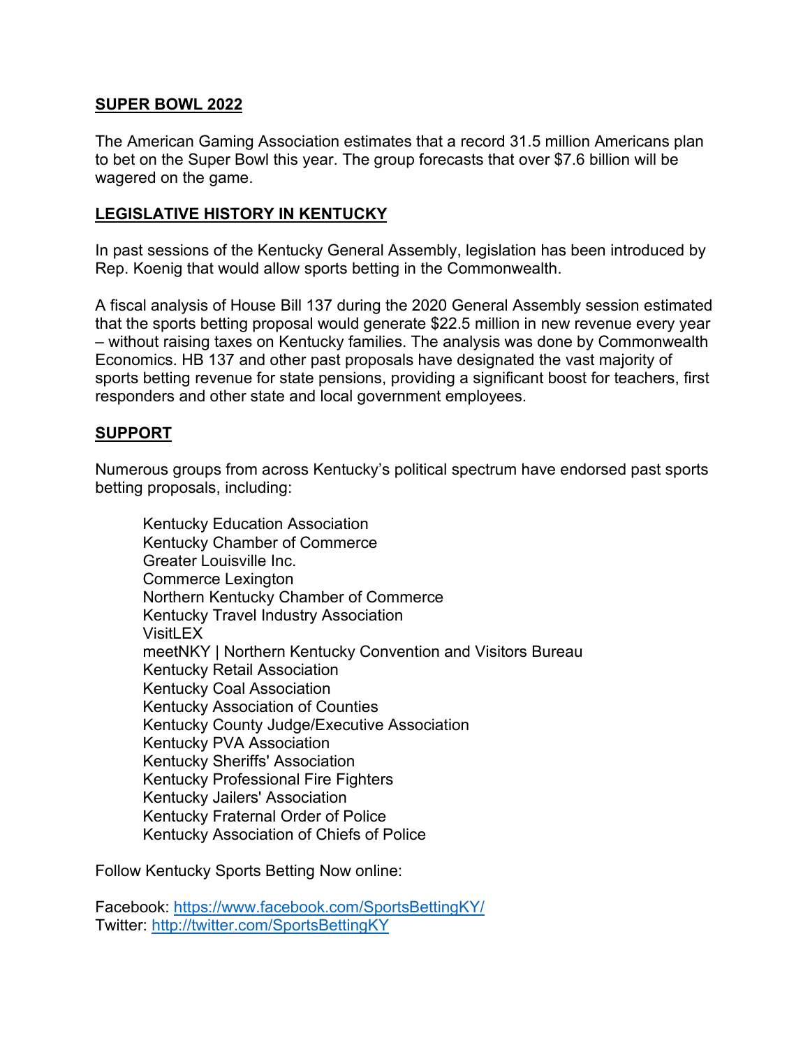## SUPER BOWL 2022

The American Gaming Association estimates that a record 31.5 million Americans plan to bet on the Super Bowl this year. The group forecasts that over $7.6 billion will be wagered on the game.

## LEGISLATIVE HISTORY IN KENTUCKY

In past sessions of the Kentucky General Assembly, legislation has been introduced by Rep. Koenig that would allow sports betting in the Commonwealth.

A fiscal analysis of House Bill 137 during the 2020 General Assembly session estimated that the sports betting proposal would generate $22.5 million in new revenue every year – without raising taxes on Kentucky families. The analysis was done by Commonwealth Economics. HB 137 and other past proposals have designated the vast majority of sports betting revenue for state pensions, providing a significant boost for teachers, first responders and other state and local government employees.

## SUPPORT

Numerous groups from across Kentucky's political spectrum have endorsed past sports betting proposals, including:

- Kentucky Education Association
- Kentucky Chamber of Commerce
- Greater Louisville Inc.
- Commerce Lexington
- Northern Kentucky Chamber of Commerce
- Kentucky Travel Industry Association
- VisitLEX
- meetNKY | Northern Kentucky Convention and Visitors Bureau
- Kentucky Retail Association
- Kentucky Coal Association
- Kentucky Association of Counties
- Kentucky County Judge/Executive Association
- Kentucky PVA Association
- Kentucky Sheriffs' Association
- Kentucky Professional Fire Fighters
- Kentucky Jailers' Association
- Kentucky Fraternal Order of Police
- Kentucky Association of Chiefs of Police

Follow Kentucky Sports Betting Now online:

Facebook: https://www.facebook.com/SportsBettingKY/
Twitter: http://twitter.com/SportsBettingKY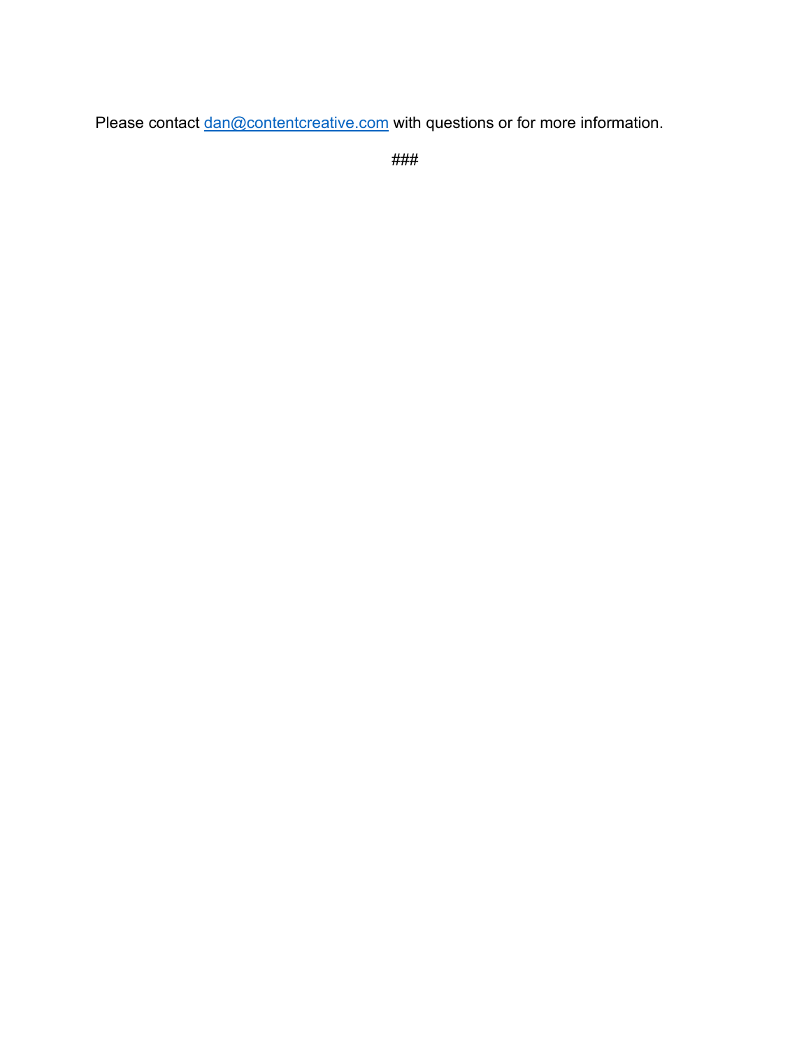Please contact dan@contentcreative.com with questions or for more information.

###